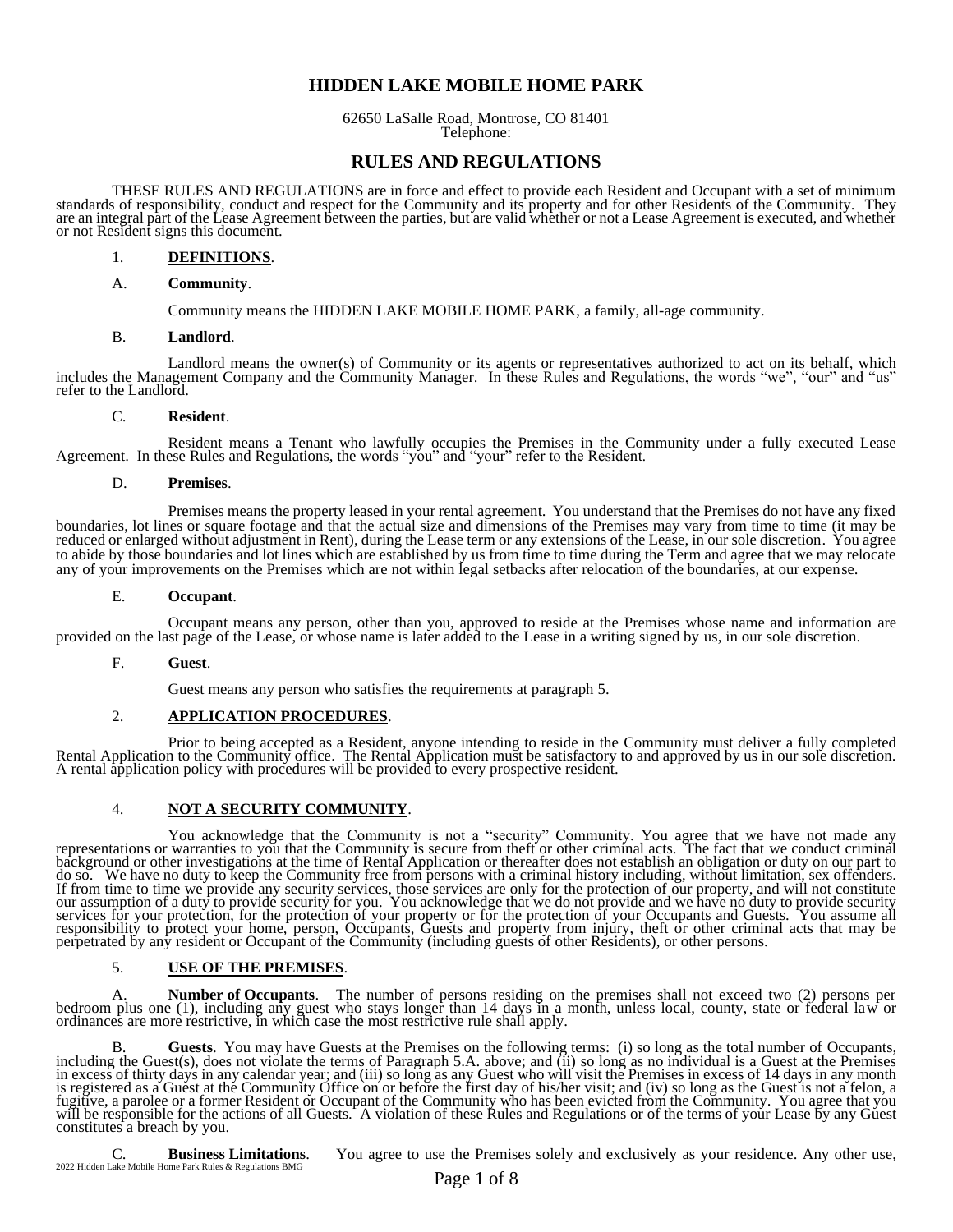# HIDDEN LAKE MOBILE HOME PARK

62650 LaSalle Road, Montrose, CO 81401
Telephone:

## RULES AND REGULATIONS

THESE RULES AND REGULATIONS are in force and effect to provide each Resident and Occupant with a set of minimum standards of responsibility, conduct and respect for the Community and its property and for other Residents of the Community. They are an integral part of the Lease Agreement between the parties, but are valid whether or not a Lease Agreement is executed, and whether or not Resident signs this document.

1. **DEFINITIONS**.

A. **Community**.

Community means the HIDDEN LAKE MOBILE HOME PARK, a family, all-age community.

B. **Landlord**.

Landlord means the owner(s) of Community or its agents or representatives authorized to act on its behalf, which includes the Management Company and the Community Manager. In these Rules and Regulations, the words "we", "our" and "us" refer to the Landlord.

C. **Resident**.

Resident means a Tenant who lawfully occupies the Premises in the Community under a fully executed Lease Agreement. In these Rules and Regulations, the words "you" and "your" refer to the Resident.

D. **Premises**.

Premises means the property leased in your rental agreement. You understand that the Premises do not have any fixed boundaries, lot lines or square footage and that the actual size and dimensions of the Premises may vary from time to time (it may be reduced or enlarged without adjustment in Rent), during the Lease term or any extensions of the Lease, in our sole discretion. You agree to abide by those boundaries and lot lines which are established by us from time to time during the Term and agree that we may relocate any of your improvements on the Premises which are not within legal setbacks after relocation of the boundaries, at our expense.

E. **Occupant**.

Occupant means any person, other than you, approved to reside at the Premises whose name and information are provided on the last page of the Lease, or whose name is later added to the Lease in a writing signed by us, in our sole discretion.

F. **Guest**.

Guest means any person who satisfies the requirements at paragraph 5.

2. **APPLICATION PROCEDURES**.

Prior to being accepted as a Resident, anyone intending to reside in the Community must deliver a fully completed Rental Application to the Community office. The Rental Application must be satisfactory to and approved by us in our sole discretion. A rental application policy with procedures will be provided to every prospective resident.

4. **NOT A SECURITY COMMUNITY**.

You acknowledge that the Community is not a "security" Community. You agree that we have not made any representations or warranties to you that the Community is secure from theft or other criminal acts. The fact that we conduct criminal background or other investigations at the time of Rental Application or thereafter does not establish an obligation or duty on our part to do so. We have no duty to keep the Community free from persons with a criminal history including, without limitation, sex offenders. If from time to time we provide any security services, those services are only for the protection of our property, and will not constitute our assumption of a duty to provide security for you. You acknowledge that we do not provide and we have no duty to provide security services for your protection, for the protection of your property or for the protection of your Occupants and Guests. You assume all responsibility to protect your home, person, Occupants, Guests and property from injury, theft or other criminal acts that may be perpetrated by any resident or Occupant of the Community (including guests of other Residents), or other persons.

5. **USE OF THE PREMISES**.

A. **Number of Occupants**. The number of persons residing on the premises shall not exceed two (2) persons per bedroom plus one (1), including any guest who stays longer than 14 days in a month, unless local, county, state or federal law or ordinances are more restrictive, in which case the most restrictive rule shall apply.

B. **Guests**. You may have Guests at the Premises on the following terms: (i) so long as the total number of Occupants, including the Guest(s), does not violate the terms of Paragraph 5.A. above; and (ii) so long as no individual is a Guest at the Premises in excess of thirty days in any calendar year; and (iii) so long as any Guest who will visit the Premises in excess of 14 days in any month is registered as a Guest at the Community Office on or before the first day of his/her visit; and (iv) so long as the Guest is not a felon, a fugitive, a parolee or a former Resident or Occupant of the Community who has been evicted from the Community. You agree that you will be responsible for the actions of all Guests. A violation of these Rules and Regulations or of the terms of your Lease by any Guest constitutes a breach by you.

C. **Business Limitations**. You agree to use the Premises solely and exclusively as your residence. Any other use,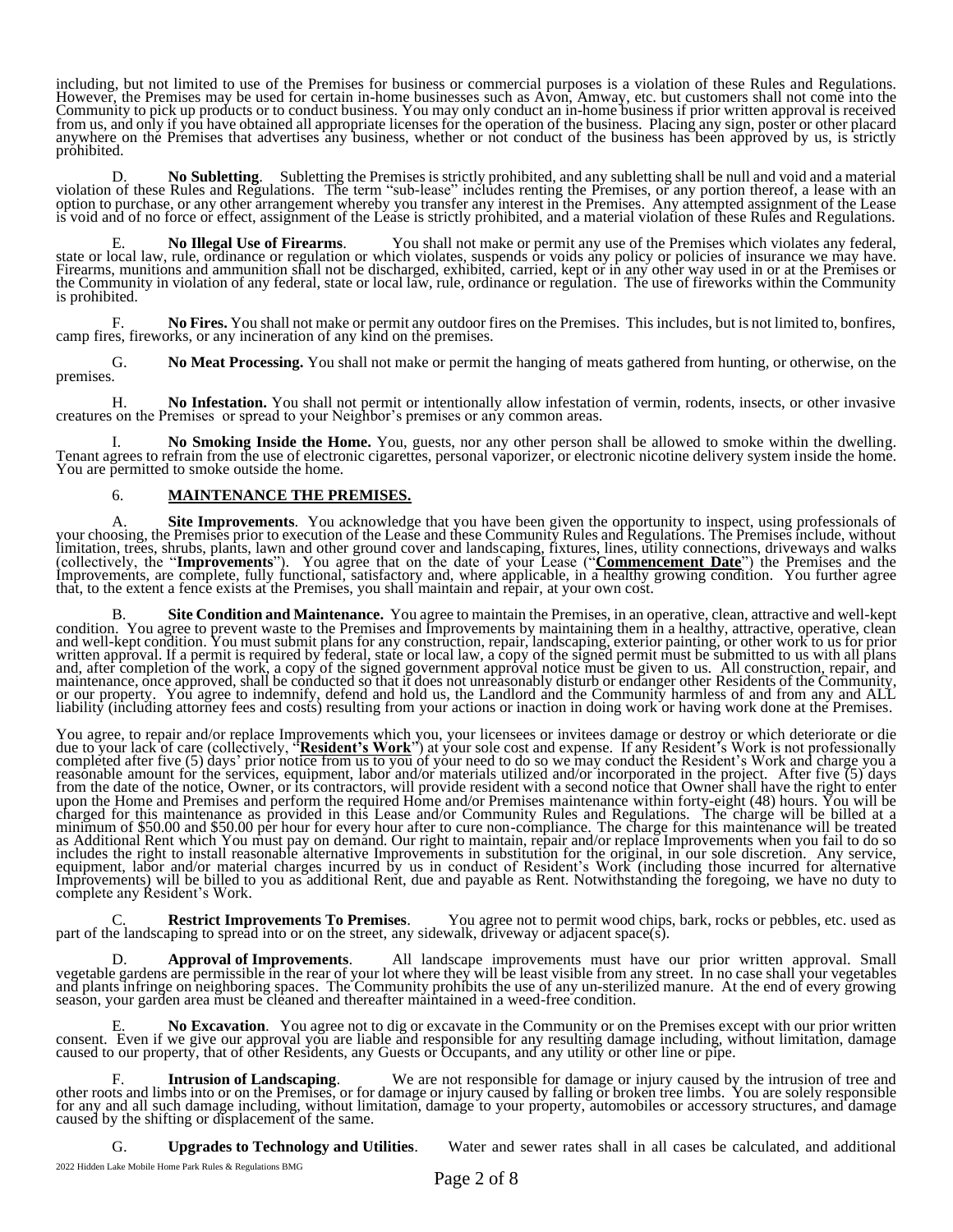including, but not limited to use of the Premises for business or commercial purposes is a violation of these Rules and Regulations. However, the Premises may be used for certain in-home businesses such as Avon, Amway, etc. but customers shall not come into the Community to pick up products or to conduct business. You may only conduct an in-home business if prior written approval is received from us, and only if you have obtained all appropriate licenses for the operation of the business. Placing any sign, poster or other placard anywhere on the Premises that advertises any business, whether or not conduct of the business has been approved by us, is strictly prohibited.

D. **No Subletting**. Subletting the Premises is strictly prohibited, and any subletting shall be null and void and a material violation of these Rules and Regulations. The term "sub-lease" includes renting the Premises, or any portion thereof, a lease with an option to purchase, or any other arrangement whereby you transfer any interest in the Premises. Any attempted assignment of the Lease is void and of no force or effect, assignment of the Lease is strictly prohibited, and a material violation of these Rules and Regulations.

E. **No Illegal Use of Firearms**. You shall not make or permit any use of the Premises which violates any federal, state or local law, rule, ordinance or regulation or which violates, suspends or voids any policy or policies of insurance we may have. Firearms, munitions and ammunition shall not be discharged, exhibited, carried, kept or in any other way used in or at the Premises or the Community in violation of any federal, state or local law, rule, ordinance or regulation. The use of fireworks within the Community is prohibited.

F. **No Fires.** You shall not make or permit any outdoor fires on the Premises. This includes, but is not limited to, bonfires, camp fires, fireworks, or any incineration of any kind on the premises.

G. **No Meat Processing.** You shall not make or permit the hanging of meats gathered from hunting, or otherwise, on the premises.

H. **No Infestation.** You shall not permit or intentionally allow infestation of vermin, rodents, insects, or other invasive creatures on the Premises or spread to your Neighbor's premises or any common areas.

I. **No Smoking Inside the Home.** You, guests, nor any other person shall be allowed to smoke within the dwelling. Tenant agrees to refrain from the use of electronic cigarettes, personal vaporizer, or electronic nicotine delivery system inside the home. You are permitted to smoke outside the home.

## 6. **MAINTENANCE THE PREMISES.**

A. **Site Improvements**. You acknowledge that you have been given the opportunity to inspect, using professionals of your choosing, the Premises prior to execution of the Lease and these Community Rules and Regulations. The Premises include, without limitation, trees, shrubs, plants, lawn and other ground cover and landscaping, fixtures, lines, utility connections, driveways and walks (collectively, the "**Improvements**"). You agree that on the date of your Lease ("**Commencement Date**") the Premises and the Improvements, are complete, fully functional, satisfactory and, where applicable, in a healthy growing condition. You further agree that, to the extent a fence exists at the Premises, you shall maintain and repair, at your own cost.

B. **Site Condition and Maintenance.** You agree to maintain the Premises, in an operative, clean, attractive and well-kept condition. You agree to prevent waste to the Premises and Improvements by maintaining them in a healthy, attractive, operative, clean and well-kept condition. You must submit plans for any construction, repair, landscaping, exterior painting, or other work to us for prior written approval. If a permit is required by federal, state or local law, a copy of the signed permit must be submitted to us with all plans and, after completion of the work, a copy of the signed government approval notice must be given to us. All construction, repair, and maintenance, once approved, shall be conducted so that it does not unreasonably disturb or endanger other Residents of the Community, or our property. You agree to indemnify, defend and hold us, the Landlord and the Community harmless of and from any and ALL liability (including attorney fees and costs) resulting from your actions or inaction in doing work or having work done at the Premises.

You agree, to repair and/or replace Improvements which you, your licensees or invitees damage or destroy or which deteriorate or die due to your lack of care (collectively, "**Resident's Work**") at your sole cost and expense. If any Resident's Work is not professionally completed after five (5) days' prior notice from us to you of your need to do so we may conduct the Resident's Work and charge you a reasonable amount for the services, equipment, labor and/or materials utilized and/or incorporated in the project. After five (5) days from the date of the notice, Owner, or its contractors, will provide resident with a second notice that Owner shall have the right to enter upon the Home and Premises and perform the required Home and/or Premises maintenance within forty-eight (48) hours. You will be charged for this maintenance as provided in this Lease and/or Community Rules and Regulations. The charge will be billed at a minimum of $50.00 and $50.00 per hour for every hour after to cure non-compliance. The charge for this maintenance will be treated as Additional Rent which You must pay on demand. Our right to maintain, repair and/or replace Improvements when you fail to do so includes the right to install reasonable alternative Improvements in substitution for the original, in our sole discretion. Any service, equipment, labor and/or material charges incurred by us in conduct of Resident's Work (including those incurred for alternative Improvements) will be billed to you as additional Rent, due and payable as Rent. Notwithstanding the foregoing, we have no duty to complete any Resident's Work.

C. **Restrict Improvements To Premises**. You agree not to permit wood chips, bark, rocks or pebbles, etc. used as part of the landscaping to spread into or on the street, any sidewalk, driveway or adjacent space(s).

D. **Approval of Improvements**. All landscape improvements must have our prior written approval. Small vegetable gardens are permissible in the rear of your lot where they will be least visible from any street. In no case shall your vegetables and plants infringe on neighboring spaces. The Community prohibits the use of any un-sterilized manure. At the end of every growing season, your garden area must be cleaned and thereafter maintained in a weed-free condition.

E. **No Excavation**. You agree not to dig or excavate in the Community or on the Premises except with our prior written consent. Even if we give our approval you are liable and responsible for any resulting damage including, without limitation, damage caused to our property, that of other Residents, any Guests or Occupants, and any utility or other line or pipe.

F. **Intrusion of Landscaping**. We are not responsible for damage or injury caused by the intrusion of tree and other roots and limbs into or on the Premises, or for damage or injury caused by falling or broken tree limbs. You are solely responsible for any and all such damage including, without limitation, damage to your property, automobiles or accessory structures, and damage caused by the shifting or displacement of the same.

G. **Upgrades to Technology and Utilities**. Water and sewer rates shall in all cases be calculated, and additional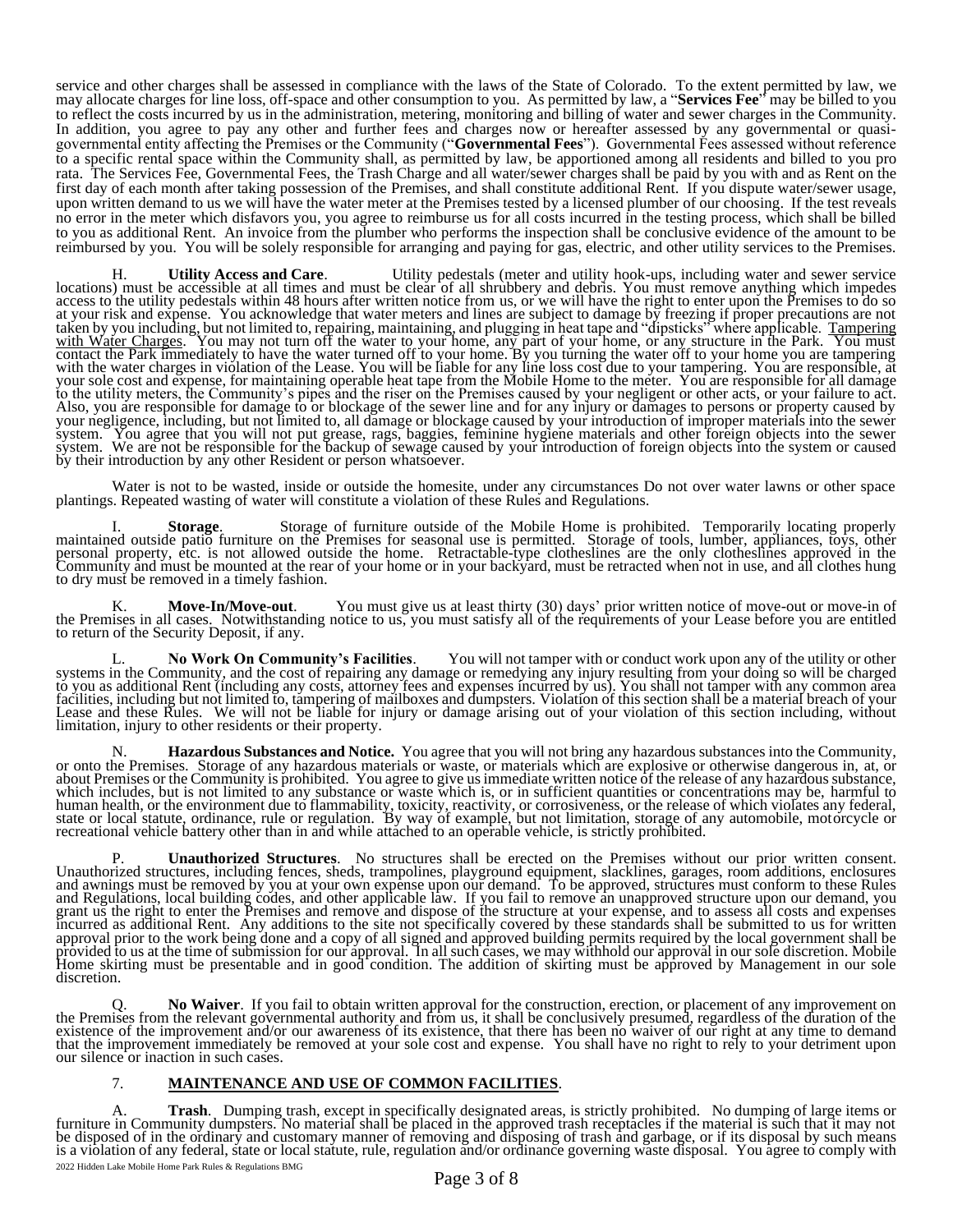service and other charges shall be assessed in compliance with the laws of the State of Colorado. To the extent permitted by law, we may allocate charges for line loss, off-space and other consumption to you. As permitted by law, a "**Services Fee**" may be billed to you to reflect the costs incurred by us in the administration, metering, monitoring and billing of water and sewer charges in the Community. In addition, you agree to pay any other and further fees and charges now or hereafter assessed by any governmental or quasi-governmental entity affecting the Premises or the Community ("**Governmental Fees**"). Governmental Fees assessed without reference to a specific rental space within the Community shall, as permitted by law, be apportioned among all residents and billed to you pro rata. The Services Fee, Governmental Fees, the Trash Charge and all water/sewer charges shall be paid by you with and as Rent on the first day of each month after taking possession of the Premises, and shall constitute additional Rent. If you dispute water/sewer usage, upon written demand to us we will have the water meter at the Premises tested by a licensed plumber of our choosing. If the test reveals no error in the meter which disfavors you, you agree to reimburse us for all costs incurred in the testing process, which shall be billed to you as additional Rent. An invoice from the plumber who performs the inspection shall be conclusive evidence of the amount to be reimbursed by you. You will be solely responsible for arranging and paying for gas, electric, and other utility services to the Premises.

H. **Utility Access and Care**. Utility pedestals (meter and utility hook-ups, including water and sewer service locations) must be accessible at all times and must be clear of all shrubbery and debris. You must remove anything which impedes access to the utility pedestals within 48 hours after written notice from us, or we will have the right to enter upon the Premises to do so at your risk and expense. You acknowledge that water meters and lines are subject to damage by freezing if proper precautions are not taken by you including, but not limited to, repairing, maintaining, and plugging in heat tape and "dipsticks" where applicable. <u>Tampering with Water Charges</u>. You may not turn off the water to your home, any part of your home, or any structure in the Park. You must contact the Park immediately to have the water turned off to your home. By you turning the water off to your home you are tampering with the water charges in violation of the Lease. You will be liable for any line loss cost due to your tampering. You are responsible, at your sole cost and expense, for maintaining operable heat tape from the Mobile Home to the meter. You are responsible for all damage to the utility meters, the Community's pipes and the riser on the Premises caused by your negligent or other acts, or your failure to act. Also, you are responsible for damage to or blockage of the sewer line and for any injury or damages to persons or property caused by your negligence, including, but not limited to, all damage or blockage caused by your introduction of improper materials into the sewer system. You agree that you will not put grease, rags, baggies, feminine hygiene materials and other foreign objects into the sewer system. We are not be responsible for the backup of sewage caused by your introduction of foreign objects into the system or caused by their introduction by any other Resident or person whatsoever.

Water is not to be wasted, inside or outside the homesite, under any circumstances Do not over water lawns or other space plantings. Repeated wasting of water will constitute a violation of these Rules and Regulations.

I. **Storage**. Storage of furniture outside of the Mobile Home is prohibited. Temporarily locating properly maintained outside patio furniture on the Premises for seasonal use is permitted. Storage of tools, lumber, appliances, toys, other personal property, etc. is not allowed outside the home. Retractable-type clotheslines are the only clotheslines approved in the Community and must be mounted at the rear of your home or in your backyard, must be retracted when not in use, and all clothes hung to dry must be removed in a timely fashion.

K. **Move-In/Move-out**. You must give us at least thirty (30) days' prior written notice of move-out or move-in of the Premises in all cases. Notwithstanding notice to us, you must satisfy all of the requirements of your Lease before you are entitled to return of the Security Deposit, if any.

L. **No Work On Community's Facilities**. You will not tamper with or conduct work upon any of the utility or other systems in the Community, and the cost of repairing any damage or remedying any injury resulting from your doing so will be charged to you as additional Rent (including any costs, attorney fees and expenses incurred by us). You shall not tamper with any common area facilities, including but not limited to, tampering of mailboxes and dumpsters. Violation of this section shall be a material breach of your Lease and these Rules. We will not be liable for injury or damage arising out of your violation of this section including, without limitation, injury to other residents or their property.

N. **Hazardous Substances and Notice.** You agree that you will not bring any hazardous substances into the Community, or onto the Premises. Storage of any hazardous materials or waste, or materials which are explosive or otherwise dangerous in, at, or about Premises or the Community is prohibited. You agree to give us immediate written notice of the release of any hazardous substance, which includes, but is not limited to any substance or waste which is, or in sufficient quantities or concentrations may be, harmful to human health, or the environment due to flammability, toxicity, reactivity, or corrosiveness, or the release of which violates any federal, state or local statute, ordinance, rule or regulation. By way of example, but not limitation, storage of any automobile, motorcycle or recreational vehicle battery other than in and while attached to an operable vehicle, is strictly prohibited.

P. **Unauthorized Structures**. No structures shall be erected on the Premises without our prior written consent. Unauthorized structures, including fences, sheds, trampolines, playground equipment, slacklines, garages, room additions, enclosures and awnings must be removed by you at your own expense upon our demand. To be approved, structures must conform to these Rules and Regulations, local building codes, and other applicable law. If you fail to remove an unapproved structure upon our demand, you grant us the right to enter the Premises and remove and dispose of the structure at your expense, and to assess all costs and expenses incurred as additional Rent. Any additions to the site not specifically covered by these standards shall be submitted to us for written approval prior to the work being done and a copy of all signed and approved building permits required by the local government shall be provided to us at the time of submission for our approval. In all such cases, we may withhold our approval in our sole discretion. Mobile Home skirting must be presentable and in good condition. The addition of skirting must be approved by Management in our sole discretion.

Q. **No Waiver**. If you fail to obtain written approval for the construction, erection, or placement of any improvement on the Premises from the relevant governmental authority and from us, it shall be conclusively presumed, regardless of the duration of the existence of the improvement and/or our awareness of its existence, that there has been no waiver of our right at any time to demand that the improvement immediately be removed at your sole cost and expense. You shall have no right to rely to your detriment upon our silence or inaction in such cases.

## 7. <u>MAINTENANCE AND USE OF COMMON FACILITIES</u>.

A. **Trash**. Dumping trash, except in specifically designated areas, is strictly prohibited. No dumping of large items or furniture in Community dumpsters. No material shall be placed in the approved trash receptacles if the material is such that it may not be disposed of in the ordinary and customary manner of removing and disposing of trash and garbage, or if its disposal by such means is a violation of any federal, state or local statute, rule, regulation and/or ordinance governing waste disposal. You agree to comply with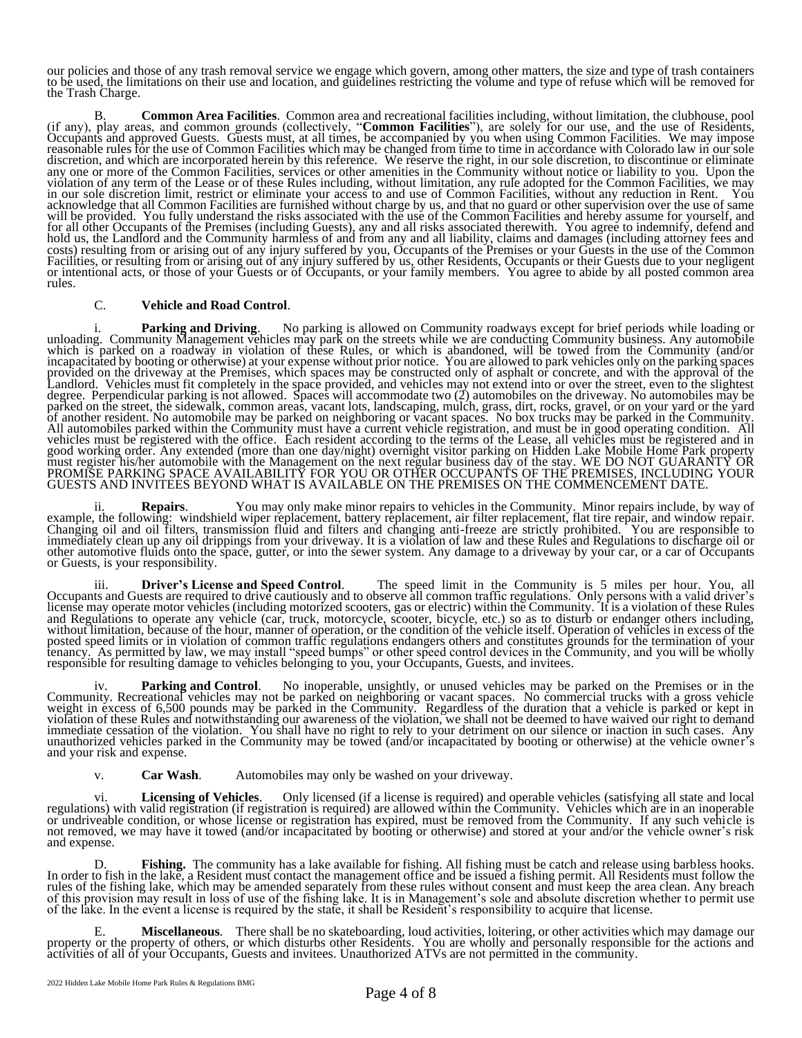our policies and those of any trash removal service we engage which govern, among other matters, the size and type of trash containers to be used, the limitations on their use and location, and guidelines restricting the volume and type of refuse which will be removed for the Trash Charge.

B. **Common Area Facilities**. Common area and recreational facilities including, without limitation, the clubhouse, pool (if any), play areas, and common grounds (collectively, "**Common Facilities**"), are solely for our use, and the use of Residents, Occupants and approved Guests. Guests must, at all times, be accompanied by you when using Common Facilities. We may impose reasonable rules for the use of Common Facilities which may be changed from time to time in accordance with Colorado law in our sole discretion, and which are incorporated herein by this reference. We reserve the right, in our sole discretion, to discontinue or eliminate any one or more of the Common Facilities, services or other amenities in the Community without notice or liability to you. Upon the violation of any term of the Lease or of these Rules including, without limitation, any rule adopted for the Common Facilities, we may in our sole discretion limit, restrict or eliminate your access to and use of Common Facilities, without any reduction in Rent. You acknowledge that all Common Facilities are furnished without charge by us, and that no guard or other supervision over the use of same will be provided. You fully understand the risks associated with the use of the Common Facilities and hereby assume for yourself, and for all other Occupants of the Premises (including Guests), any and all risks associated therewith. You agree to indemnify, defend and hold us, the Landlord and the Community harmless of and from any and all liability, claims and damages (including attorney fees and costs) resulting from or arising out of any injury suffered by you, Occupants of the Premises or your Guests in the use of the Common Facilities, or resulting from or arising out of any injury suffered by us, other Residents, Occupants or their Guests due to your negligent or intentional acts, or those of your Guests or of Occupants, or your family members. You agree to abide by all posted common area rules.

C. **Vehicle and Road Control**.

i. **Parking and Driving**. No parking is allowed on Community roadways except for brief periods while loading or unloading. Community Management vehicles may park on the streets while we are conducting Community business. Any automobile which is parked on a roadway in violation of these Rules, or which is abandoned, will be towed from the Community (and/or incapacitated by booting or otherwise) at your expense without prior notice. You are allowed to park vehicles only on the parking spaces provided on the driveway at the Premises, which spaces may be constructed only of asphalt or concrete, and with the approval of the Landlord. Vehicles must fit completely in the space provided, and vehicles may not extend into or over the street, even to the slightest degree. Perpendicular parking is not allowed. Spaces will accommodate two (2) automobiles on the driveway. No automobiles may be parked on the street, the sidewalk, common areas, vacant lots, landscaping, mulch, grass, dirt, rocks, gravel, or on your yard or the yard of another resident. No automobile may be parked on neighboring or vacant spaces. No box trucks may be parked in the Community. All automobiles parked within the Community must have a current vehicle registration, and must be in good operating condition. All vehicles must be registered with the office. Each resident according to the terms of the Lease, all vehicles must be registered and in good working order. Any extended (more than one day/night) overnight visitor parking on Hidden Lake Mobile Home Park property must register his/her automobile with the Management on the next regular business day of the stay. WE DO NOT GUARANTY OR PROMISE PARKING SPACE AVAILABILITY FOR YOU OR OTHER OCCUPANTS OF THE PREMISES, INCLUDING YOUR GUESTS AND INVITEES BEYOND WHAT IS AVAILABLE ON THE PREMISES ON THE COMMENCEMENT DATE.

ii. **Repairs**. You may only make minor repairs to vehicles in the Community. Minor repairs include, by way of example, the following: windshield wiper replacement, battery replacement, air filter replacement, flat tire repair, and window repair. Changing oil and oil filters, transmission fluid and filters and changing anti-freeze are strictly prohibited. You are responsible to immediately clean up any oil drippings from your driveway. It is a violation of law and these Rules and Regulations to discharge oil or other automotive fluids onto the space, gutter, or into the sewer system. Any damage to a driveway by your car, or a car of Occupants or Guests, is your responsibility.

iii. **Driver's License and Speed Control**. The speed limit in the Community is 5 miles per hour. You, all Occupants and Guests are required to drive cautiously and to observe all common traffic regulations. Only persons with a valid driver's license may operate motor vehicles (including motorized scooters, gas or electric) within the Community. It is a violation of these Rules and Regulations to operate any vehicle (car, truck, motorcycle, scooter, bicycle, etc.) so as to disturb or endanger others including, without limitation, because of the hour, manner of operation, or the condition of the vehicle itself. Operation of vehicles in excess of the posted speed limits or in violation of common traffic regulations endangers others and constitutes grounds for the termination of your tenancy. As permitted by law, we may install "speed bumps" or other speed control devices in the Community, and you will be wholly responsible for resulting damage to vehicles belonging to you, your Occupants, Guests, and invitees.

iv. **Parking and Control**. No inoperable, unsightly, or unused vehicles may be parked on the Premises or in the Community. Recreational vehicles may not be parked on neighboring or vacant spaces. No commercial trucks with a gross vehicle weight in excess of 6,500 pounds may be parked in the Community. Regardless of the duration that a vehicle is parked or kept in violation of these Rules and notwithstanding our awareness of the violation, we shall not be deemed to have waived our right to demand immediate cessation of the violation. You shall have no right to rely to your detriment on our silence or inaction in such cases. Any unauthorized vehicles parked in the Community may be towed (and/or incapacitated by booting or otherwise) at the vehicle owner's and your risk and expense.

v. **Car Wash**. Automobiles may only be washed on your driveway.

vi. **Licensing of Vehicles**. Only licensed (if a license is required) and operable vehicles (satisfying all state and local regulations) with valid registration (if registration is required) are allowed within the Community. Vehicles which are in an inoperable or undriveable condition, or whose license or registration has expired, must be removed from the Community. If any such vehicle is not removed, we may have it towed (and/or incapacitated by booting or otherwise) and stored at your and/or the vehicle owner's risk and expense.

D. **Fishing.** The community has a lake available for fishing. All fishing must be catch and release using barbless hooks. In order to fish in the lake, a Resident must contact the management office and be issued a fishing permit. All Residents must follow the rules of the fishing lake, which may be amended separately from these rules without consent and must keep the area clean. Any breach of this provision may result in loss of use of the fishing lake. It is in Management's sole and absolute discretion whether to permit use of the lake. In the event a license is required by the state, it shall be Resident's responsibility to acquire that license.

E. **Miscellaneous**. There shall be no skateboarding, loud activities, loitering, or other activities which may damage our property or the property of others, or which disturbs other Residents. You are wholly and personally responsible for the actions and activities of all of your Occupants, Guests and invitees. Unauthorized ATVs are not permitted in the community.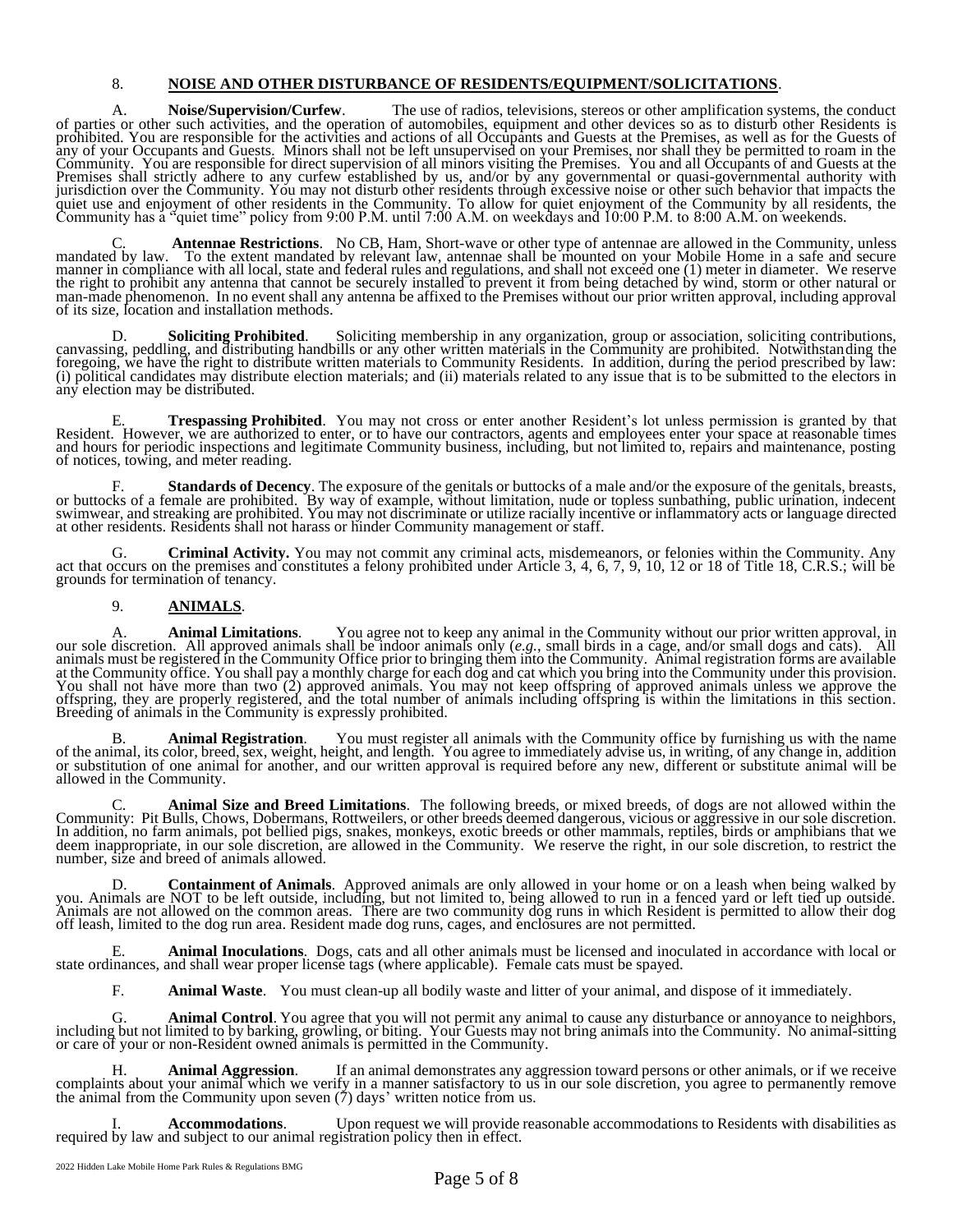## 8. NOISE AND OTHER DISTURBANCE OF RESIDENTS/EQUIPMENT/SOLICITATIONS.

A. **Noise/Supervision/Curfew**. The use of radios, televisions, stereos or other amplification systems, the conduct of parties or other such activities, and the operation of automobiles, equipment and other devices so as to disturb other Residents is prohibited. You are responsible for the activities and actions of all Occupants and Guests at the Premises, as well as for the Guests of any of your Occupants and Guests. Minors shall not be left unsupervised on your Premises, nor shall they be permitted to roam in the Community. You are responsible for direct supervision of all minors visiting the Premises. You and all Occupants of and Guests at the Premises shall strictly adhere to any curfew established by us, and/or by any governmental or quasi-governmental authority with jurisdiction over the Community. You may not disturb other residents through excessive noise or other such behavior that impacts the quiet use and enjoyment of other residents in the Community. To allow for quiet enjoyment of the Community by all residents, the Community has a "quiet time" policy from 9:00 P.M. until 7:00 A.M. on weekdays and 10:00 P.M. to 8:00 A.M. on weekends.

C. **Antennae Restrictions**. No CB, Ham, Short-wave or other type of antennae are allowed in the Community, unless mandated by law. To the extent mandated by relevant law, antennae shall be mounted on your Mobile Home in a safe and secure manner in compliance with all local, state and federal rules and regulations, and shall not exceed one (1) meter in diameter. We reserve the right to prohibit any antenna that cannot be securely installed to prevent it from being detached by wind, storm or other natural or man-made phenomenon. In no event shall any antenna be affixed to the Premises without our prior written approval, including approval of its size, location and installation methods.

D. **Soliciting Prohibited**. Soliciting membership in any organization, group or association, soliciting contributions, canvassing, peddling, and distributing handbills or any other written materials in the Community are prohibited. Notwithstanding the foregoing, we have the right to distribute written materials to Community Residents. In addition, during the period prescribed by law: (i) political candidates may distribute election materials; and (ii) materials related to any issue that is to be submitted to the electors in any election may be distributed.

E. **Trespassing Prohibited**. You may not cross or enter another Resident's lot unless permission is granted by that Resident. However, we are authorized to enter, or to have our contractors, agents and employees enter your space at reasonable times and hours for periodic inspections and legitimate Community business, including, but not limited to, repairs and maintenance, posting of notices, towing, and meter reading.

F. **Standards of Decency**. The exposure of the genitals or buttocks of a male and/or the exposure of the genitals, breasts, or buttocks of a female are prohibited. By way of example, without limitation, nude or topless sunbathing, public urination, indecent swimwear, and streaking are prohibited. You may not discriminate or utilize racially incentive or inflammatory acts or language directed at other residents. Residents shall not harass or hinder Community management or staff.

G. **Criminal Activity.** You may not commit any criminal acts, misdemeanors, or felonies within the Community. Any act that occurs on the premises and constitutes a felony prohibited under Article 3, 4, 6, 7, 9, 10, 12 or 18 of Title 18, C.R.S.; will be grounds for termination of tenancy.

## 9. ANIMALS.

A. **Animal Limitations**. You agree not to keep any animal in the Community without our prior written approval, in our sole discretion. All approved animals shall be indoor animals only (*e.g.*, small birds in a cage, and/or small dogs and cats). All animals must be registered in the Community Office prior to bringing them into the Community. Animal registration forms are available at the Community office. You shall pay a monthly charge for each dog and cat which you bring into the Community under this provision. You shall not have more than two (2) approved animals. You may not keep offspring of approved animals unless we approve the offspring, they are properly registered, and the total number of animals including offspring is within the limitations in this section. Breeding of animals in the Community is expressly prohibited.

B. **Animal Registration**. You must register all animals with the Community office by furnishing us with the name of the animal, its color, breed, sex, weight, height, and length. You agree to immediately advise us, in writing, of any change in, addition or substitution of one animal for another, and our written approval is required before any new, different or substitute animal will be allowed in the Community.

C. **Animal Size and Breed Limitations**. The following breeds, or mixed breeds, of dogs are not allowed within the Community: Pit Bulls, Chows, Dobermans, Rottweilers, or other breeds deemed dangerous, vicious or aggressive in our sole discretion. In addition, no farm animals, pot bellied pigs, snakes, monkeys, exotic breeds or other mammals, reptiles, birds or amphibians that we deem inappropriate, in our sole discretion, are allowed in the Community. We reserve the right, in our sole discretion, to restrict the number, size and breed of animals allowed.

D. **Containment of Animals**. Approved animals are only allowed in your home or on a leash when being walked by you. Animals are NOT to be left outside, including, but not limited to, being allowed to run in a fenced yard or left tied up outside. Animals are not allowed on the common areas. There are two community dog runs in which Resident is permitted to allow their dog off leash, limited to the dog run area. Resident made dog runs, cages, and enclosures are not permitted.

E. **Animal Inoculations**. Dogs, cats and all other animals must be licensed and inoculated in accordance with local or state ordinances, and shall wear proper license tags (where applicable). Female cats must be spayed.

F. **Animal Waste**. You must clean-up all bodily waste and litter of your animal, and dispose of it immediately.

G. **Animal Control**. You agree that you will not permit any animal to cause any disturbance or annoyance to neighbors, including but not limited to by barking, growling, or biting. Your Guests may not bring animals into the Community. No animal-sitting or care of your or non-Resident owned animals is permitted in the Community.

H. **Animal Aggression**. If an animal demonstrates any aggression toward persons or other animals, or if we receive complaints about your animal which we verify in a manner satisfactory to us in our sole discretion, you agree to permanently remove the animal from the Community upon seven (7) days' written notice from us.

I. **Accommodations**. Upon request we will provide reasonable accommodations to Residents with disabilities as required by law and subject to our animal registration policy then in effect.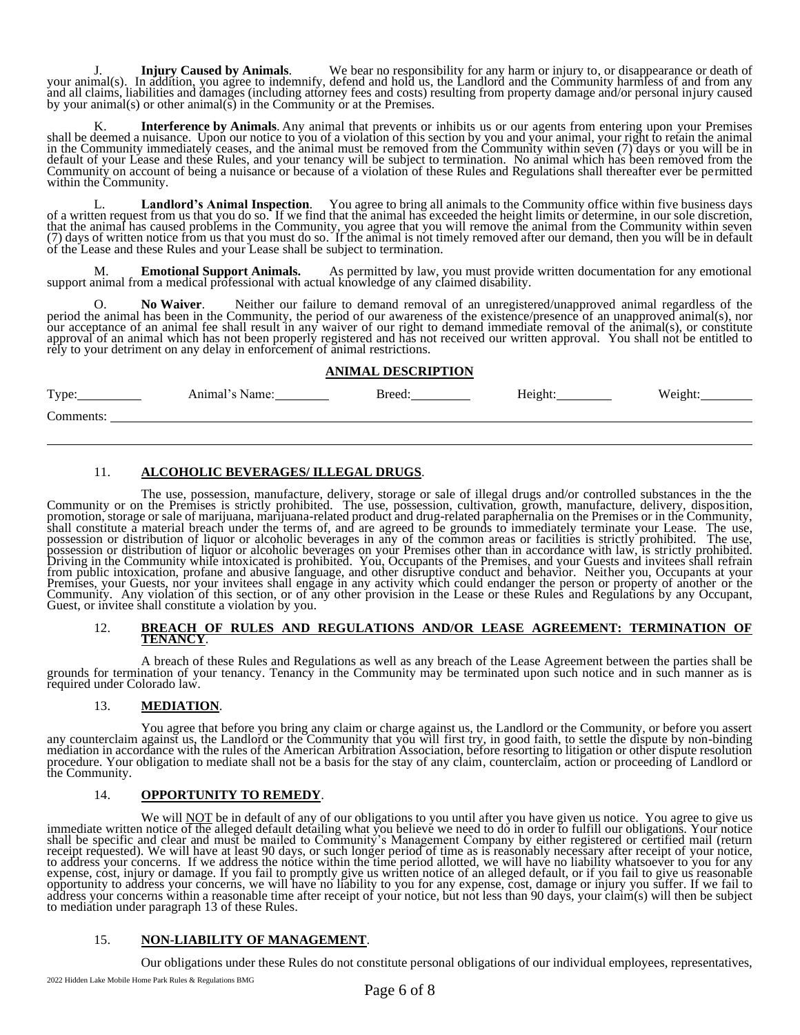J. **Injury Caused by Animals**. We bear no responsibility for any harm or injury to, or disappearance or death of your animal(s). In addition, you agree to indemnify, defend and hold us, the Landlord and the Community harmless of and from any and all claims, liabilities and damages (including attorney fees and costs) resulting from property damage and/or personal injury caused by your animal(s) or other animal(s) in the Community or at the Premises.

K. **Interference by Animals**. Any animal that prevents or inhibits us or our agents from entering upon your Premises shall be deemed a nuisance. Upon our notice to you of a violation of this section by you and your animal, your right to retain the animal in the Community immediately ceases, and the animal must be removed from the Community within seven (7) days or you will be in default of your Lease and these Rules, and your tenancy will be subject to termination. No animal which has been removed from the Community on account of being a nuisance or because of a violation of these Rules and Regulations shall thereafter ever be permitted within the Community.

L. **Landlord's Animal Inspection**. You agree to bring all animals to the Community office within five business days of a written request from us that you do so. If we find that the animal has exceeded the height limits or determine, in our sole discretion, that the animal has caused problems in the Community, you agree that you will remove the animal from the Community within seven (7) days of written notice from us that you must do so. If the animal is not timely removed after our demand, then you will be in default of the Lease and these Rules and your Lease shall be subject to termination.

M. **Emotional Support Animals.** As permitted by law, you must provide written documentation for any emotional support animal from a medical professional with actual knowledge of any claimed disability.

O. **No Waiver**. Neither our failure to demand removal of an unregistered/unapproved animal regardless of the period the animal has been in the Community, the period of our awareness of the existence/presence of an unapproved animal(s), nor our acceptance of an animal fee shall result in any waiver of our right to demand immediate removal of the animal(s), or constitute approval of an animal which has not been properly registered and has not received our written approval. You shall not be entitled to rely to your detriment on any delay in enforcement of animal restrictions.

**ANIMAL DESCRIPTION**

Type:__________ Animal's Name:________ Breed:_________ Height:________ Weight:________

Comments: ______________________________________________________________________________

______________________________________________________________________________________

11. **ALCOHOLIC BEVERAGES/ ILLEGAL DRUGS**.

The use, possession, manufacture, delivery, storage or sale of illegal drugs and/or controlled substances in the the Community or on the Premises is strictly prohibited. The use, possession, cultivation, growth, manufacture, delivery, disposition, promotion, storage or sale of marijuana, marijuana-related product and drug-related paraphernalia on the Premises or in the Community, shall constitute a material breach under the terms of, and are agreed to be grounds to immediately terminate your Lease. The use, possession or distribution of liquor or alcoholic beverages in any of the common areas or facilities is strictly prohibited. The use, possession or distribution of liquor or alcoholic beverages on your Premises other than in accordance with law, is strictly prohibited. Driving in the Community while intoxicated is prohibited. You, Occupants of the Premises, and your Guests and invitees shall refrain from public intoxication, profane and abusive language, and other disruptive conduct and behavior. Neither you, Occupants at your Premises, your Guests, nor your invitees shall engage in any activity which could endanger the person or property of another or the Community. Any violation of this section, or of any other provision in the Lease or these Rules and Regulations by any Occupant, Guest, or invitee shall constitute a violation by you.

12. **BREACH OF RULES AND REGULATIONS AND/OR LEASE AGREEMENT: TERMINATION OF TENANCY**.

A breach of these Rules and Regulations as well as any breach of the Lease Agreement between the parties shall be grounds for termination of your tenancy. Tenancy in the Community may be terminated upon such notice and in such manner as is required under Colorado law.

13. **MEDIATION**.

You agree that before you bring any claim or charge against us, the Landlord or the Community, or before you assert any counterclaim against us, the Landlord or the Community that you will first try, in good faith, to settle the dispute by non-binding mediation in accordance with the rules of the American Arbitration Association, before resorting to litigation or other dispute resolution procedure. Your obligation to mediate shall not be a basis for the stay of any claim, counterclaim, action or proceeding of Landlord or the Community.

14. **OPPORTUNITY TO REMEDY**.

We will NOT be in default of any of our obligations to you until after you have given us notice. You agree to give us immediate written notice of the alleged default detailing what you believe we need to do in order to fulfill our obligations. Your notice shall be specific and clear and must be mailed to Community's Management Company by either registered or certified mail (return receipt requested). We will have at least 90 days, or such longer period of time as is reasonably necessary after receipt of your notice, to address your concerns. If we address the notice within the time period allotted, we will have no liability whatsoever to you for any expense, cost, injury or damage. If you fail to promptly give us written notice of an alleged default, or if you fail to give us reasonable opportunity to address your concerns, we will have no liability to you for any expense, cost, damage or injury you suffer. If we fail to address your concerns within a reasonable time after receipt of your notice, but not less than 90 days, your claim(s) will then be subject to mediation under paragraph 13 of these Rules.

15. **NON-LIABILITY OF MANAGEMENT**.

Our obligations under these Rules do not constitute personal obligations of our individual employees, representatives,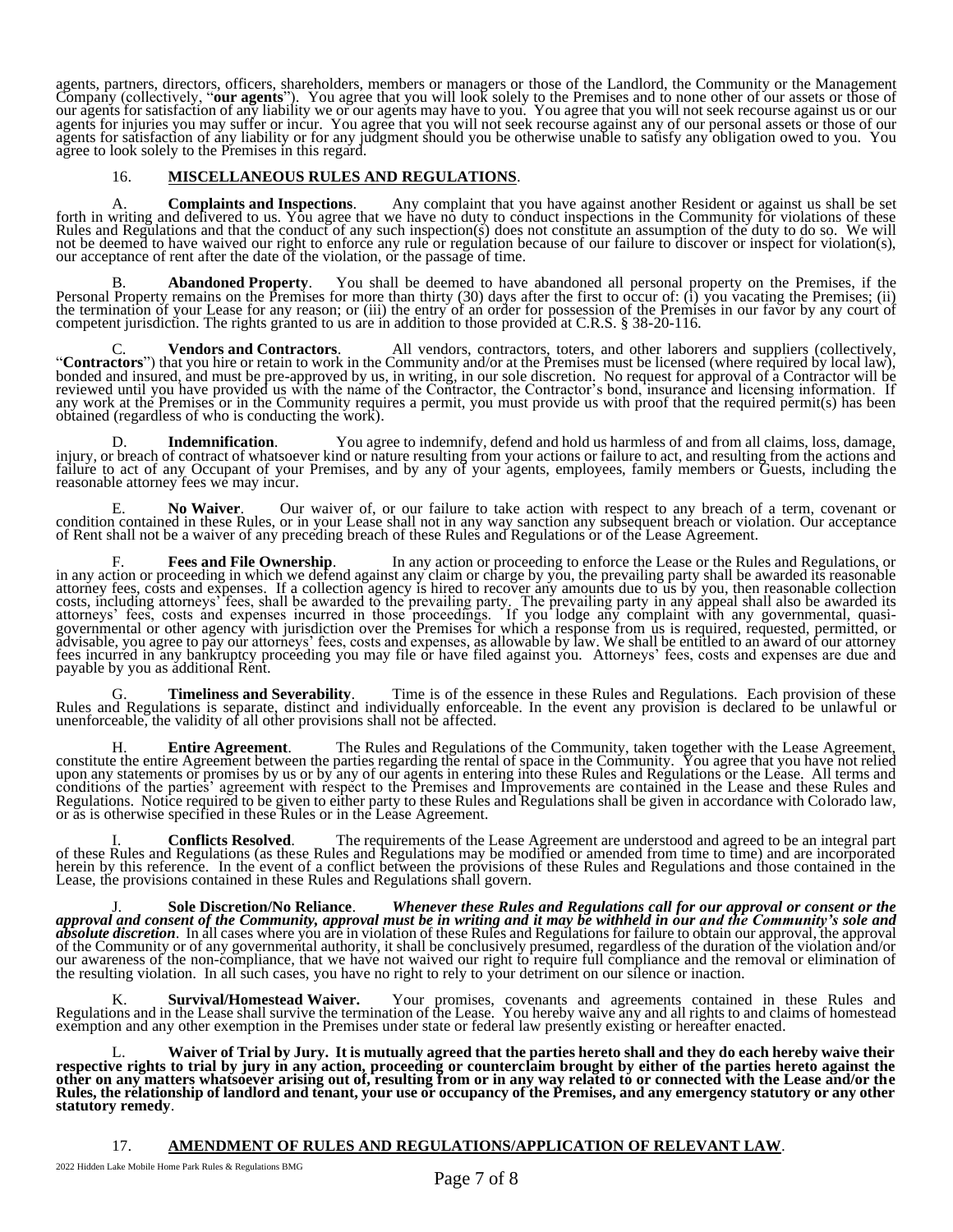agents, partners, directors, officers, shareholders, members or managers or those of the Landlord, the Community or the Management Company (collectively, "**our agents**"). You agree that you will look solely to the Premises and to none other of our assets or those of our agents for satisfaction of any liability we or our agents may have to you. You agree that you will not seek recourse against us or our agents for injuries you may suffer or incur. You agree that you will not seek recourse against any of our personal assets or those of our agents for satisfaction of any liability or for any judgment should you be otherwise unable to satisfy any obligation owed to you. You agree to look solely to the Premises in this regard.

## 16. MISCELLANEOUS RULES AND REGULATIONS.

A. **Complaints and Inspections**. Any complaint that you have against another Resident or against us shall be set forth in writing and delivered to us. You agree that we have no duty to conduct inspections in the Community for violations of these Rules and Regulations and that the conduct of any such inspection(s) does not constitute an assumption of the duty to do so. We will not be deemed to have waived our right to enforce any rule or regulation because of our failure to discover or inspect for violation(s), our acceptance of rent after the date of the violation, or the passage of time.

B. **Abandoned Property**. You shall be deemed to have abandoned all personal property on the Premises, if the Personal Property remains on the Premises for more than thirty (30) days after the first to occur of: (i) you vacating the Premises; (ii) the termination of your Lease for any reason; or (iii) the entry of an order for possession of the Premises in our favor by any court of competent jurisdiction. The rights granted to us are in addition to those provided at C.R.S. § 38-20-116.

C. **Vendors and Contractors**. All vendors, contractors, toters, and other laborers and suppliers (collectively, "**Contractors**") that you hire or retain to work in the Community and/or at the Premises must be licensed (where required by local law), bonded and insured, and must be pre-approved by us, in writing, in our sole discretion. No request for approval of a Contractor will be reviewed until you have provided us with the name of the Contractor, the Contractor's bond, insurance and licensing information. If any work at the Premises or in the Community requires a permit, you must provide us with proof that the required permit(s) has been obtained (regardless of who is conducting the work).

D. **Indemnification**. You agree to indemnify, defend and hold us harmless of and from all claims, loss, damage, injury, or breach of contract of whatsoever kind or nature resulting from your actions or failure to act, and resulting from the actions and failure to act of any Occupant of your Premises, and by any of your agents, employees, family members or Guests, including the reasonable attorney fees we may incur.

E. **No Waiver**. Our waiver of, or our failure to take action with respect to any breach of a term, covenant or condition contained in these Rules, or in your Lease shall not in any way sanction any subsequent breach or violation. Our acceptance of Rent shall not be a waiver of any preceding breach of these Rules and Regulations or of the Lease Agreement.

F. **Fees and File Ownership**. In any action or proceeding to enforce the Lease or the Rules and Regulations, or in any action or proceeding in which we defend against any claim or charge by you, the prevailing party shall be awarded its reasonable attorney fees, costs and expenses. If a collection agency is hired to recover any amounts due to us by you, then reasonable collection costs, including attorneys' fees, shall be awarded to the prevailing party. The prevailing party in any appeal shall also be awarded its attorneys' fees, costs and expenses incurred in those proceedings. If you lodge any complaint with any governmental, quasi-governmental or other agency with jurisdiction over the Premises for which a response from us is required, requested, permitted, or advisable, you agree to pay our attorneys' fees, costs and expenses, as allowable by law. We shall be entitled to an award of our attorney fees incurred in any bankruptcy proceeding you may file or have filed against you. Attorneys' fees, costs and expenses are due and payable by you as additional Rent.

G. **Timeliness and Severability**. Time is of the essence in these Rules and Regulations. Each provision of these Rules and Regulations is separate, distinct and individually enforceable. In the event any provision is declared to be unlawful or unenforceable, the validity of all other provisions shall not be affected.

H. **Entire Agreement**. The Rules and Regulations of the Community, taken together with the Lease Agreement, constitute the entire Agreement between the parties regarding the rental of space in the Community. You agree that you have not relied upon any statements or promises by us or by any of our agents in entering into these Rules and Regulations or the Lease. All terms and conditions of the parties' agreement with respect to the Premises and Improvements are contained in the Lease and these Rules and Regulations. Notice required to be given to either party to these Rules and Regulations shall be given in accordance with Colorado law, or as is otherwise specified in these Rules or in the Lease Agreement.

I. **Conflicts Resolved**. The requirements of the Lease Agreement are understood and agreed to be an integral part of these Rules and Regulations (as these Rules and Regulations may be modified or amended from time to time) and are incorporated herein by this reference. In the event of a conflict between the provisions of these Rules and Regulations and those contained in the Lease, the provisions contained in these Rules and Regulations shall govern.

J. **Sole Discretion/No Reliance**. ***Whenever these Rules and Regulations call for our approval or consent or the approval and consent of the Community, approval must be in writing and it may be withheld in our and the Community's sole and absolute discretion***. In all cases where you are in violation of these Rules and Regulations for failure to obtain our approval, the approval of the Community or of any governmental authority, it shall be conclusively presumed, regardless of the duration of the violation and/or our awareness of the non-compliance, that we have not waived our right to require full compliance and the removal or elimination of the resulting violation. In all such cases, you have no right to rely to your detriment on our silence or inaction.

K. **Survival/Homestead Waiver.** Your promises, covenants and agreements contained in these Rules and Regulations and in the Lease shall survive the termination of the Lease. You hereby waive any and all rights to and claims of homestead exemption and any other exemption in the Premises under state or federal law presently existing or hereafter enacted.

L. **Waiver of Trial by Jury. It is mutually agreed that the parties hereto shall and they do each hereby waive their respective rights to trial by jury in any action, proceeding or counterclaim brought by either of the parties hereto against the other on any matters whatsoever arising out of, resulting from or in any way related to or connected with the Lease and/or the Rules, the relationship of landlord and tenant, your use or occupancy of the Premises, and any emergency statutory or any other statutory remedy**.

## 17. AMENDMENT OF RULES AND REGULATIONS/APPLICATION OF RELEVANT LAW.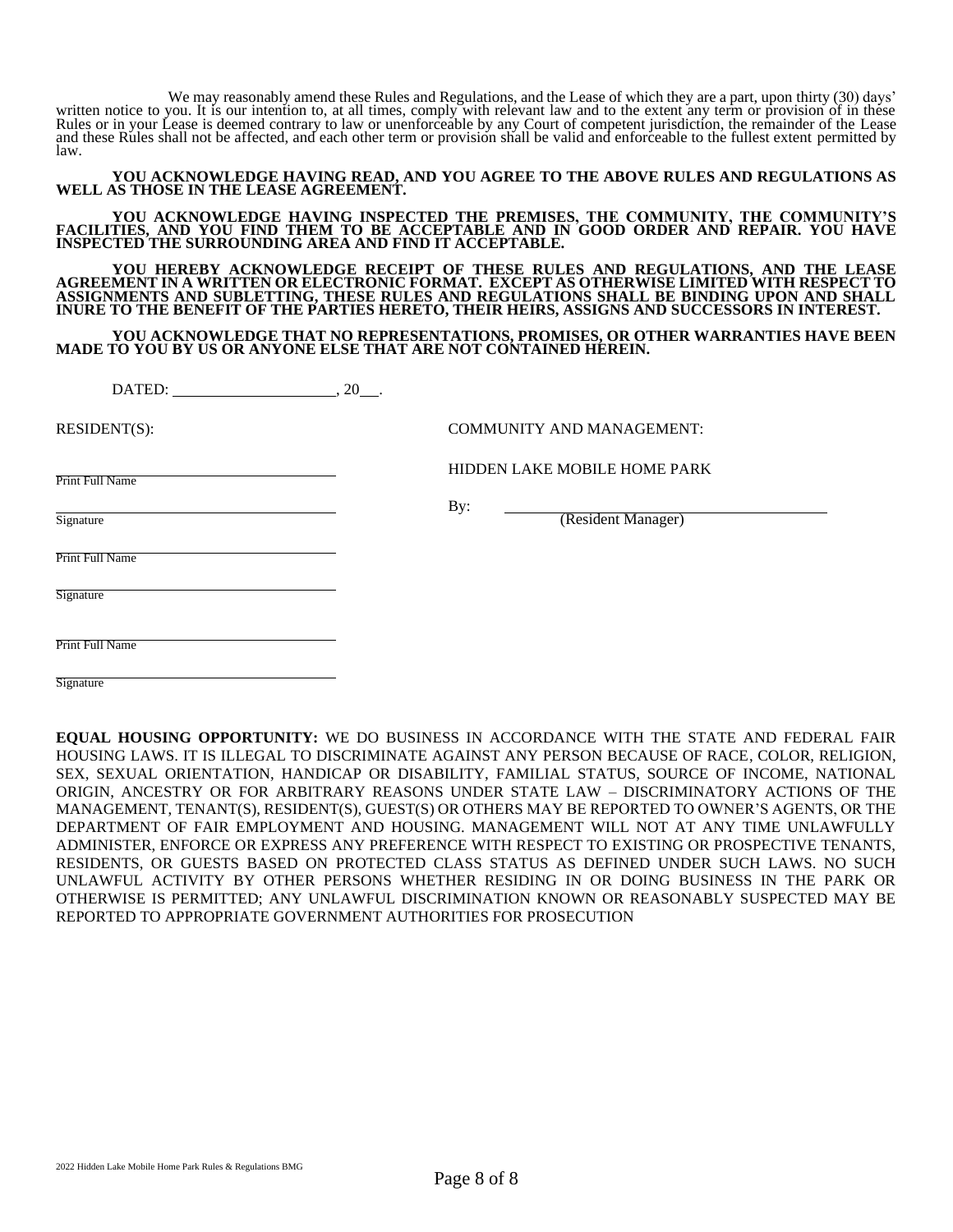We may reasonably amend these Rules and Regulations, and the Lease of which they are a part, upon thirty (30) days' written notice to you. It is our intention to, at all times, comply with relevant law and to the extent any term or provision of in these Rules or in your Lease is deemed contrary to law or unenforceable by any Court of competent jurisdiction, the remainder of the Lease and these Rules shall not be affected, and each other term or provision shall be valid and enforceable to the fullest extent permitted by law.

**YOU ACKNOWLEDGE HAVING READ, AND YOU AGREE TO THE ABOVE RULES AND REGULATIONS AS WELL AS THOSE IN THE LEASE AGREEMENT.**

**YOU ACKNOWLEDGE HAVING INSPECTED THE PREMISES, THE COMMUNITY, THE COMMUNITY'S FACILITIES, AND YOU FIND THEM TO BE ACCEPTABLE AND IN GOOD ORDER AND REPAIR. YOU HAVE INSPECTED THE SURROUNDING AREA AND FIND IT ACCEPTABLE.**

**YOU HEREBY ACKNOWLEDGE RECEIPT OF THESE RULES AND REGULATIONS, AND THE LEASE AGREEMENT IN A WRITTEN OR ELECTRONIC FORMAT. EXCEPT AS OTHERWISE LIMITED WITH RESPECT TO ASSIGNMENTS AND SUBLETTING, THESE RULES AND REGULATIONS SHALL BE BINDING UPON AND SHALL INURE TO THE BENEFIT OF THE PARTIES HERETO, THEIR HEIRS, ASSIGNS AND SUCCESSORS IN INTEREST.**

**YOU ACKNOWLEDGE THAT NO REPRESENTATIONS, PROMISES, OR OTHER WARRANTIES HAVE BEEN MADE TO YOU BY US OR ANYONE ELSE THAT ARE NOT CONTAINED HEREIN.**

DATED: ____________________, 20___.

RESIDENT(S):

______________________________
Print Full Name

______________________________
Signature

______________________________
Print Full Name

______________________________
Signature

______________________________
Print Full Name

______________________________
Signature

COMMUNITY AND MANAGEMENT:

HIDDEN LAKE MOBILE HOME PARK

By: ______________________________
(Resident Manager)

**EQUAL HOUSING OPPORTUNITY:** WE DO BUSINESS IN ACCORDANCE WITH THE STATE AND FEDERAL FAIR HOUSING LAWS. IT IS ILLEGAL TO DISCRIMINATE AGAINST ANY PERSON BECAUSE OF RACE, COLOR, RELIGION, SEX, SEXUAL ORIENTATION, HANDICAP OR DISABILITY, FAMILIAL STATUS, SOURCE OF INCOME, NATIONAL ORIGIN, ANCESTRY OR FOR ARBITRARY REASONS UNDER STATE LAW – DISCRIMINATORY ACTIONS OF THE MANAGEMENT, TENANT(S), RESIDENT(S), GUEST(S) OR OTHERS MAY BE REPORTED TO OWNER'S AGENTS, OR THE DEPARTMENT OF FAIR EMPLOYMENT AND HOUSING. MANAGEMENT WILL NOT AT ANY TIME UNLAWFULLY ADMINISTER, ENFORCE OR EXPRESS ANY PREFERENCE WITH RESPECT TO EXISTING OR PROSPECTIVE TENANTS, RESIDENTS, OR GUESTS BASED ON PROTECTED CLASS STATUS AS DEFINED UNDER SUCH LAWS. NO SUCH UNLAWFUL ACTIVITY BY OTHER PERSONS WHETHER RESIDING IN OR DOING BUSINESS IN THE PARK OR OTHERWISE IS PERMITTED; ANY UNLAWFUL DISCRIMINATION KNOWN OR REASONABLY SUSPECTED MAY BE REPORTED TO APPROPRIATE GOVERNMENT AUTHORITIES FOR PROSECUTION